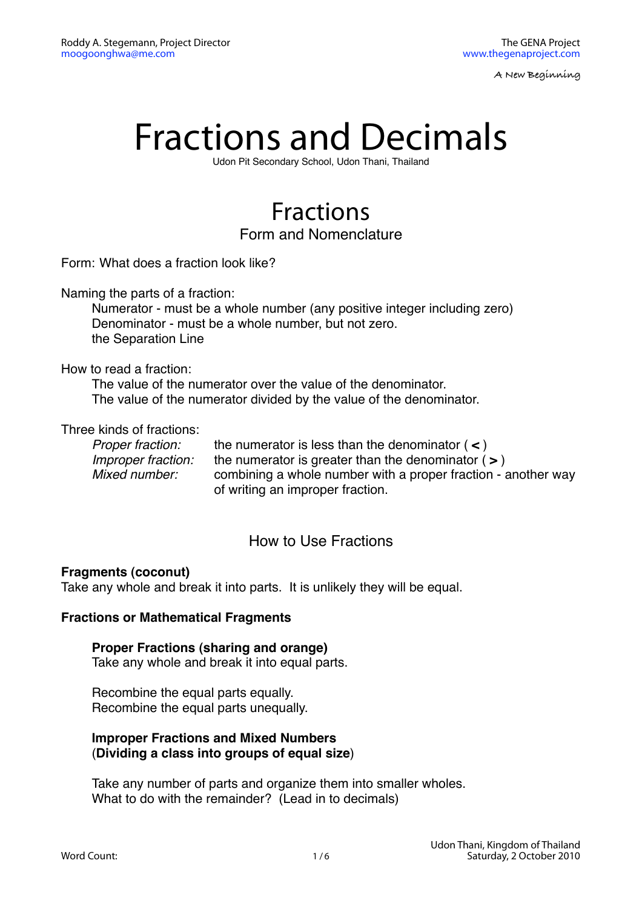Roddy A. Stegemann, Project Director
moogoonghwa@me.com

The GENA Project
www.thegenaproject.com

A New Beginning

# Fractions and Decimals

Udon Pit Secondary School, Udon Thani, Thailand

## Fractions

### Form and Nomenclature

Form: What does a fraction look like?

Naming the parts of a fraction:

- Numerator - must be a whole number (any positive integer including zero)
- Denominator - must be a whole number, but not zero.
- the Separation Line

How to read a fraction:

- The value of the numerator over the value of the denominator.
- The value of the numerator divided by the value of the denominator.

Three kinds of fractions:

- *Proper fraction:* the numerator is less than the denominator ( **<** )
- *Improper fraction:* the numerator is greater than the denominator ( **>** )
- *Mixed number:* combining a whole number with a proper fraction - another way of writing an improper fraction.

### How to Use Fractions

**Fragments (coconut)**
Take any whole and break it into parts. It is unlikely they will be equal.

**Fractions or Mathematical Fragments**

**Proper Fractions (sharing and orange)**
Take any whole and break it into equal parts.

Recombine the equal parts equally.
Recombine the equal parts unequally.

**Improper Fractions and Mixed Numbers**
(**Dividing a class into groups of equal size**)

Take any number of parts and organize them into smaller wholes.
What to do with the remainder? (Lead in to decimals)

Word Count:

Udon Thani, Kingdom of Thailand
Saturday, 2 October 2010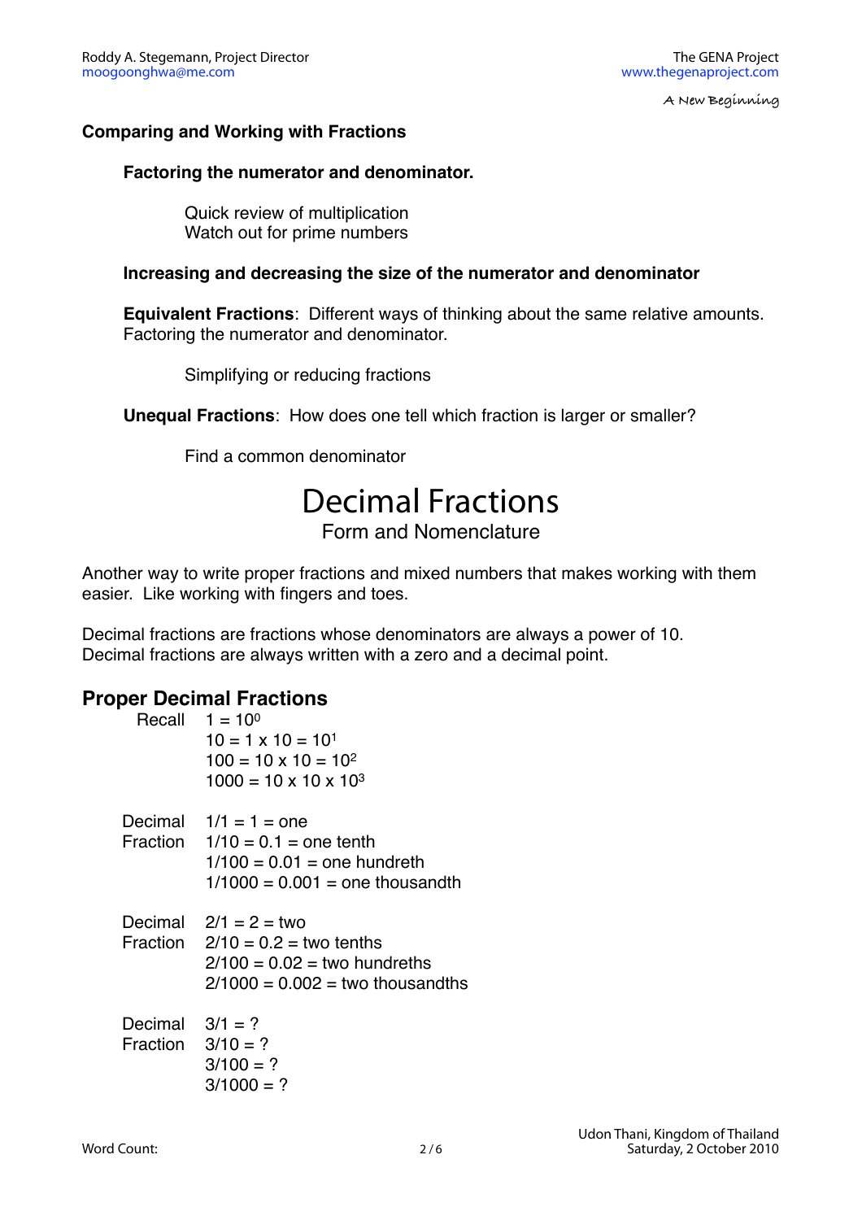## Comparing and Working with Fractions

### Factoring the numerator and denominator.

Quick review of multiplication
Watch out for prime numbers

### Increasing and decreasing the size of the numerator and denominator

**Equivalent Fractions**: Different ways of thinking about the same relative amounts. Factoring the numerator and denominator.

Simplifying or reducing fractions

**Unequal Fractions**: How does one tell which fraction is larger or smaller?

Find a common denominator

# Decimal Fractions

Form and Nomenclature

Another way to write proper fractions and mixed numbers that makes working with them easier. Like working with fingers and toes.

Decimal fractions are fractions whose denominators are always a power of 10.
Decimal fractions are always written with a zero and a decimal point.

## Proper Decimal Fractions

Recall
$1 = 10^0$
$10 = 1 \times 10 = 10^1$
$100 = 10 \times 10 = 10^2$
$1000 = 10 \times 10 \times 10^3$

Decimal Fraction
1/1 = 1 = one
1/10 = 0.1 = one tenth
1/100 = 0.01 = one hundreth
1/1000 = 0.001 = one thousandth

Decimal Fraction
2/1 = 2 = two
2/10 = 0.2 = two tenths
2/100 = 0.02 = two hundreths
2/1000 = 0.002 = two thousandths

Decimal Fraction
3/1 = ?
3/10 = ?
3/100 = ?
3/1000 = ?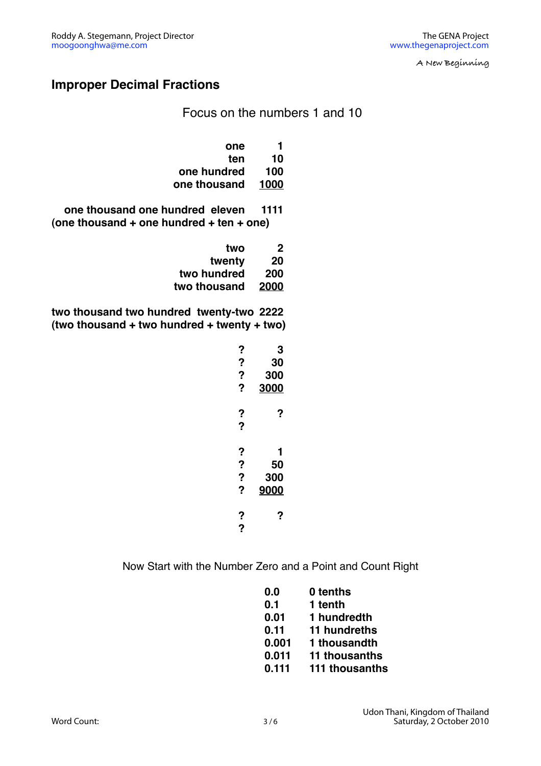## Improper Decimal Fractions

Focus on the numbers 1 and 10

| | |
|---|---|
| **one** | **1** |
| **ten** | **10** |
| **one hundred** | **100** |
| **one thousand** | **<u>1000</u>** |

**one thousand one hundred eleven  1111**
**(one thousand + one hundred + ten + one)**

| | |
|---|---|
| **two** | **2** |
| **twenty** | **20** |
| **two hundred** | **200** |
| **two thousand** | **<u>2000</u>** |

**two thousand two hundred twenty-two  2222**
**(two thousand + two hundred + twenty + two)**

| | |
|---|---|
| **?** | **3** |
| **?** | **30** |
| **?** | **300** |
| **?** | **<u>3000</u>** |

**?  ?**
**?**

| | |
|---|---|
| **?** | **1** |
| **?** | **50** |
| **?** | **300** |
| **?** | **<u>9000</u>** |

**?  ?**
**?**

Now Start with the Number Zero and a Point and Count Right

| | |
|---|---|
| **0.0** | **0 tenths** |
| **0.1** | **1 tenth** |
| **0.01** | **1 hundredth** |
| **0.11** | **11 hundreths** |
| **0.001** | **1 thousandth** |
| **0.011** | **11 thousanths** |
| **0.111** | **111 thousanths** |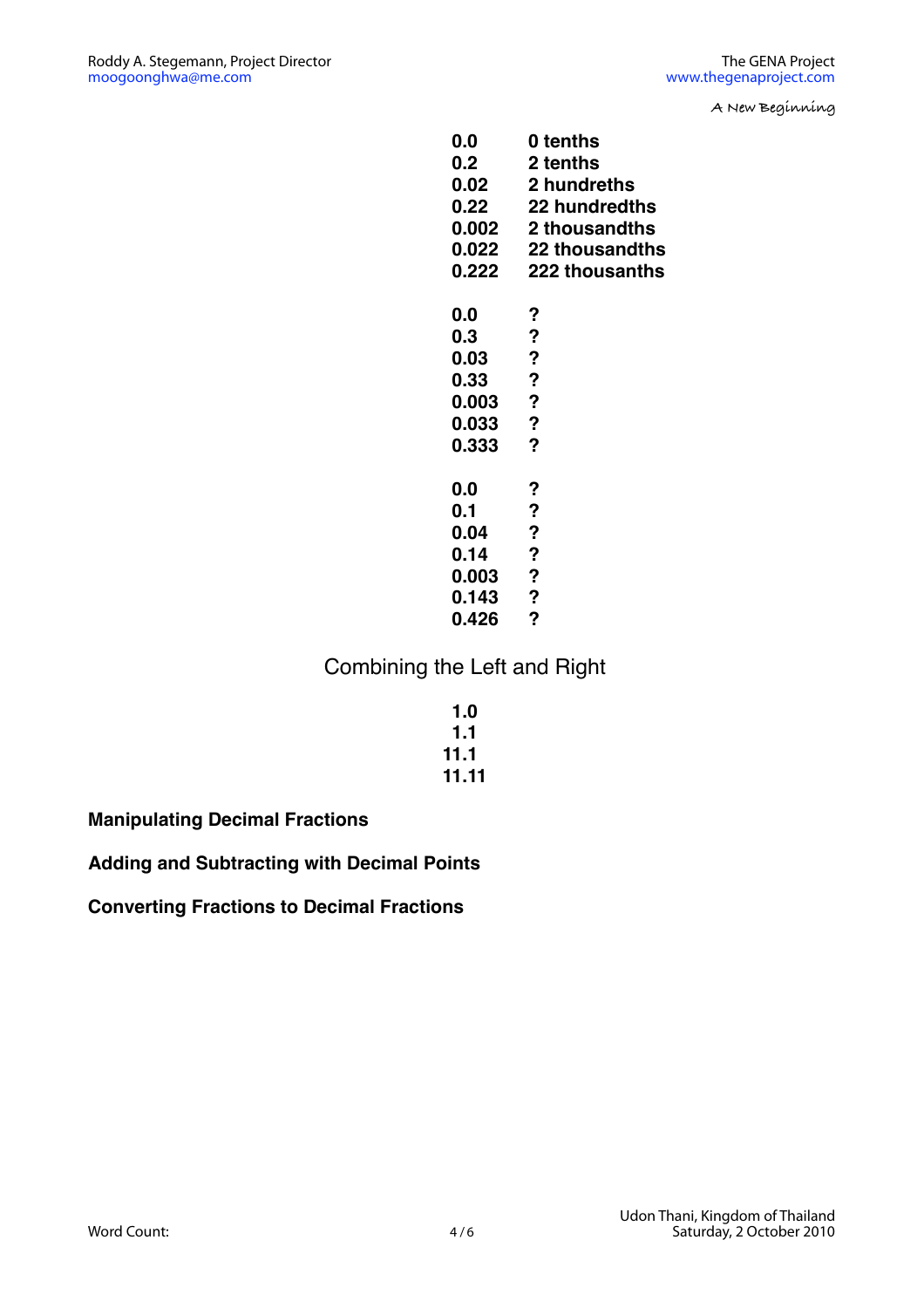| | |
|---|---|
| **0.0** | **0 tenths** |
| **0.2** | **2 tenths** |
| **0.02** | **2 hundreths** |
| **0.22** | **22 hundredths** |
| **0.002** | **2 thousandths** |
| **0.022** | **22 thousandths** |
| **0.222** | **222 thousanths** |

| | |
|---|---|
| **0.0** | **?** |
| **0.3** | **?** |
| **0.03** | **?** |
| **0.33** | **?** |
| **0.003** | **?** |
| **0.033** | **?** |
| **0.333** | **?** |

| | |
|---|---|
| **0.0** | **?** |
| **0.1** | **?** |
| **0.04** | **?** |
| **0.14** | **?** |
| **0.003** | **?** |
| **0.143** | **?** |
| **0.426** | **?** |

Combining the Left and Right

**1.0**
**1.1**
**11.1**
**11.11**

**Manipulating Decimal Fractions**

**Adding and Subtracting with Decimal Points**

**Converting Fractions to Decimal Fractions**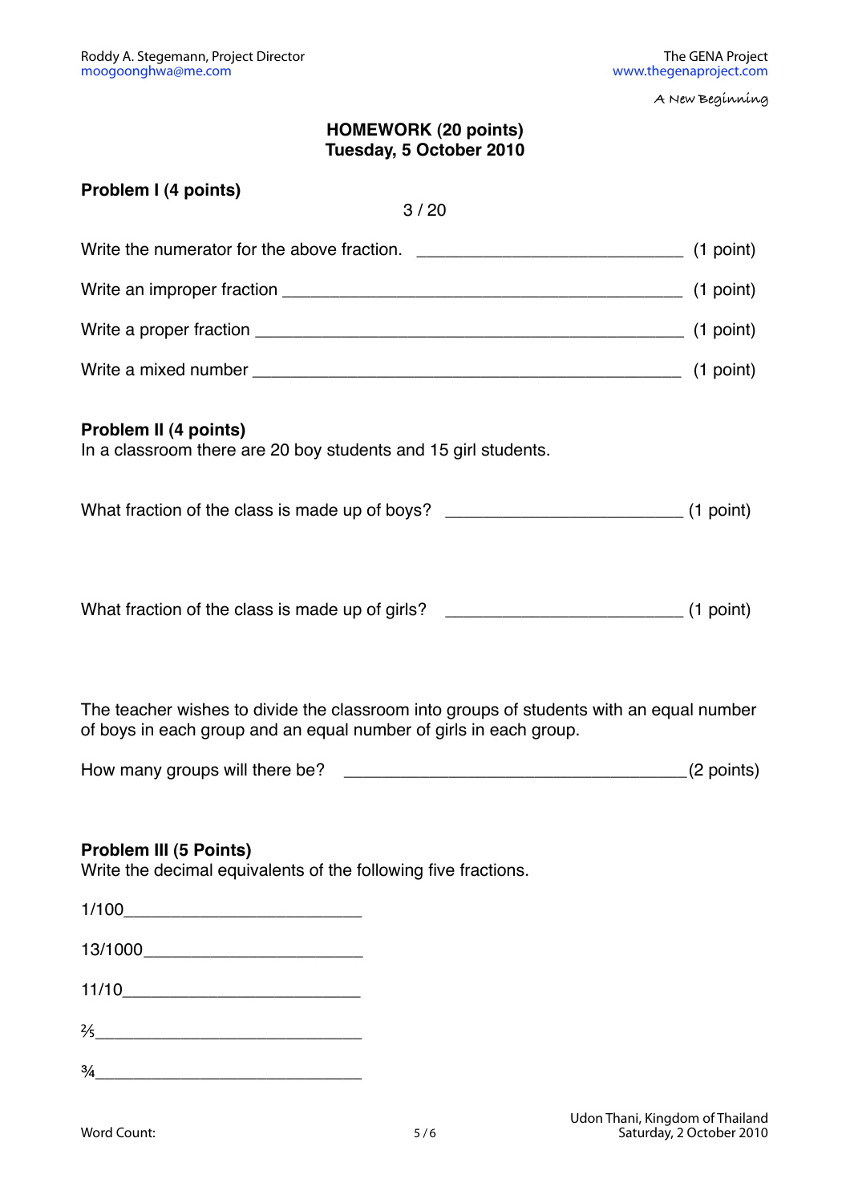## HOMEWORK (20 points)
## Tuesday, 5 October 2010

**Problem I (4 points)**

3 / 20

Write the numerator for the above fraction. ______________________________ (1 point)

Write an improper fraction _____________________________________________ (1 point)

Write a proper fraction _______________________________________________ (1 point)

Write a mixed number _______________________________________________ (1 point)

**Problem II (4 points)**
In a classroom there are 20 boy students and 15 girl students.

What fraction of the class is made up of boys? ___________________________ (1 point)

What fraction of the class is made up of girls? ___________________________ (1 point)

The teacher wishes to divide the classroom into groups of students with an equal number of boys in each group and an equal number of girls in each group.

How many groups will there be? _______________________________________(2 points)

**Problem III (5 Points)**
Write the decimal equivalents of the following five fractions.

1/100__________________________

13/1000________________________

11/10__________________________

⅖______________________________

¾______________________________

Word Count:

Udon Thani, Kingdom of Thailand
Saturday, 2 October 2010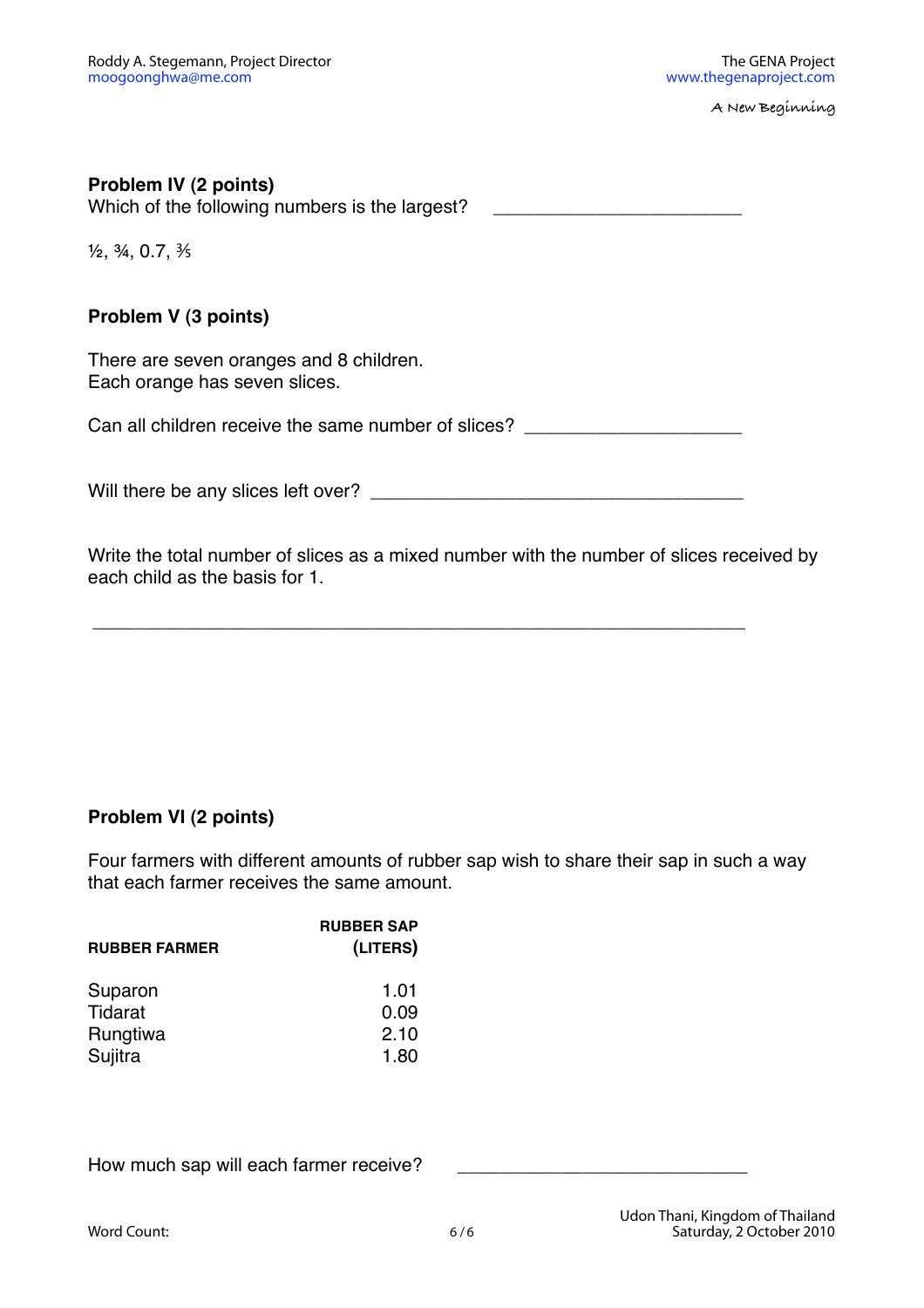**Problem IV (2 points)**

Which of the following numbers is the largest? ________________________

½, ¾, 0.7, ⅗

**Problem V (3 points)**

There are seven oranges and 8 children.
Each orange has seven slices.

Can all children receive the same number of slices? ____________________

Will there be any slices left over? ___________________________________

Write the total number of slices as a mixed number with the number of slices received by each child as the basis for 1.

______________________________________________________________

**Problem VI (2 points)**

Four farmers with different amounts of rubber sap wish to share their sap in such a way that each farmer receives the same amount.

| RUBBER FARMER | RUBBER SAP (LITERS) |
|---|---|
| Suparon | 1.01 |
| Tidarat | 0.09 |
| Rungtiwa | 2.10 |
| Sujitra | 1.80 |

How much sap will each farmer receive? ____________________________

Word Count: